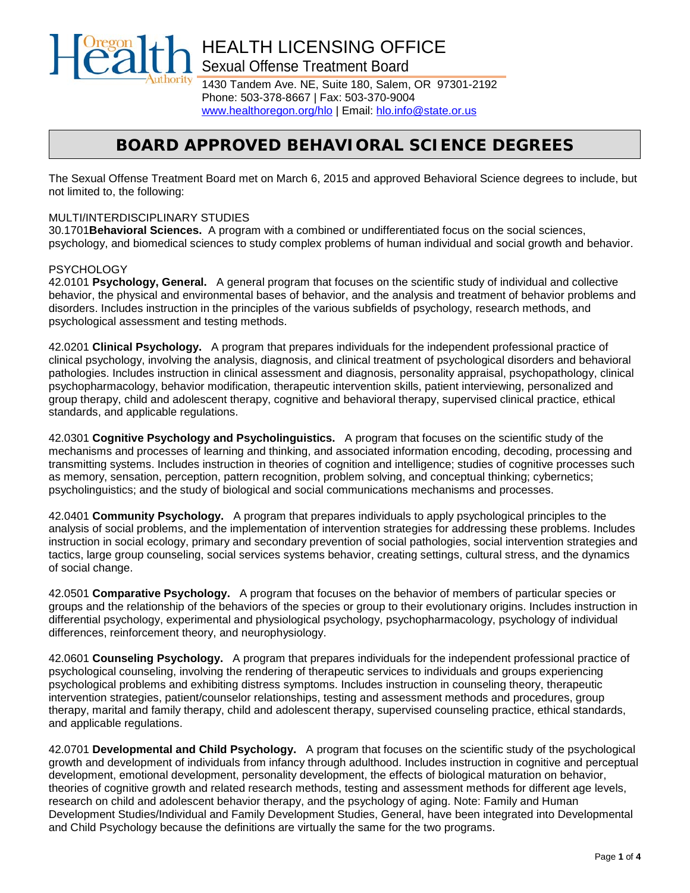# HEALTH LICENSING OFFICE

## Sexual Offense Treatment Board

1430 Tandem Ave. NE, Suite 180, Salem, OR 97301-2192
Phone: 503-378-8667 | Fax: 503-370-9004
www.healthoregon.org/hlo | Email: hlo.info@state.or.us

# BOARD APPROVED BEHAVIORAL SCIENCE DEGREES

The Sexual Offense Treatment Board met on March 6, 2015 and approved Behavioral Science degrees to include, but not limited to, the following:

MULTI/INTERDISCIPLINARY STUDIES
30.1701**Behavioral Sciences.** A program with a combined or undifferentiated focus on the social sciences, psychology, and biomedical sciences to study complex problems of human individual and social growth and behavior.

PSYCHOLOGY
42.0101 **Psychology, General.** A general program that focuses on the scientific study of individual and collective behavior, the physical and environmental bases of behavior, and the analysis and treatment of behavior problems and disorders. Includes instruction in the principles of the various subfields of psychology, research methods, and psychological assessment and testing methods.

42.0201 **Clinical Psychology.** A program that prepares individuals for the independent professional practice of clinical psychology, involving the analysis, diagnosis, and clinical treatment of psychological disorders and behavioral pathologies. Includes instruction in clinical assessment and diagnosis, personality appraisal, psychopathology, clinical psychopharmacology, behavior modification, therapeutic intervention skills, patient interviewing, personalized and group therapy, child and adolescent therapy, cognitive and behavioral therapy, supervised clinical practice, ethical standards, and applicable regulations.

42.0301 **Cognitive Psychology and Psycholinguistics.** A program that focuses on the scientific study of the mechanisms and processes of learning and thinking, and associated information encoding, decoding, processing and transmitting systems. Includes instruction in theories of cognition and intelligence; studies of cognitive processes such as memory, sensation, perception, pattern recognition, problem solving, and conceptual thinking; cybernetics; psycholinguistics; and the study of biological and social communications mechanisms and processes.

42.0401 **Community Psychology.** A program that prepares individuals to apply psychological principles to the analysis of social problems, and the implementation of intervention strategies for addressing these problems. Includes instruction in social ecology, primary and secondary prevention of social pathologies, social intervention strategies and tactics, large group counseling, social services systems behavior, creating settings, cultural stress, and the dynamics of social change.

42.0501 **Comparative Psychology.** A program that focuses on the behavior of members of particular species or groups and the relationship of the behaviors of the species or group to their evolutionary origins. Includes instruction in differential psychology, experimental and physiological psychology, psychopharmacology, psychology of individual differences, reinforcement theory, and neurophysiology.

42.0601 **Counseling Psychology.** A program that prepares individuals for the independent professional practice of psychological counseling, involving the rendering of therapeutic services to individuals and groups experiencing psychological problems and exhibiting distress symptoms. Includes instruction in counseling theory, therapeutic intervention strategies, patient/counselor relationships, testing and assessment methods and procedures, group therapy, marital and family therapy, child and adolescent therapy, supervised counseling practice, ethical standards, and applicable regulations.

42.0701 **Developmental and Child Psychology.** A program that focuses on the scientific study of the psychological growth and development of individuals from infancy through adulthood. Includes instruction in cognitive and perceptual development, emotional development, personality development, the effects of biological maturation on behavior, theories of cognitive growth and related research methods, testing and assessment methods for different age levels, research on child and adolescent behavior therapy, and the psychology of aging. Note: Family and Human Development Studies/Individual and Family Development Studies, General, have been integrated into Developmental and Child Psychology because the definitions are virtually the same for the two programs.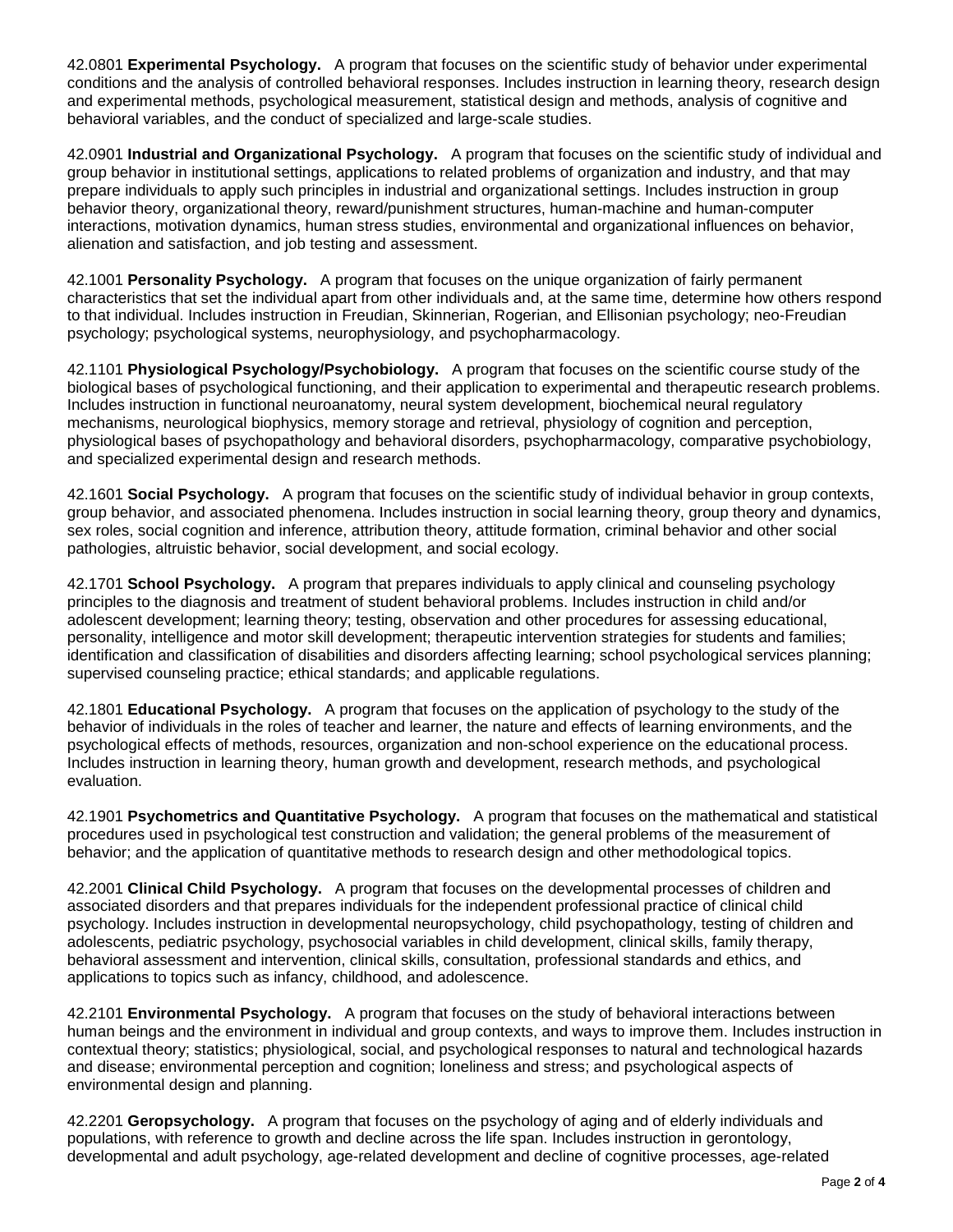42.0801 **Experimental Psychology.** A program that focuses on the scientific study of behavior under experimental conditions and the analysis of controlled behavioral responses. Includes instruction in learning theory, research design and experimental methods, psychological measurement, statistical design and methods, analysis of cognitive and behavioral variables, and the conduct of specialized and large-scale studies.

42.0901 **Industrial and Organizational Psychology.** A program that focuses on the scientific study of individual and group behavior in institutional settings, applications to related problems of organization and industry, and that may prepare individuals to apply such principles in industrial and organizational settings. Includes instruction in group behavior theory, organizational theory, reward/punishment structures, human-machine and human-computer interactions, motivation dynamics, human stress studies, environmental and organizational influences on behavior, alienation and satisfaction, and job testing and assessment.

42.1001 **Personality Psychology.** A program that focuses on the unique organization of fairly permanent characteristics that set the individual apart from other individuals and, at the same time, determine how others respond to that individual. Includes instruction in Freudian, Skinnerian, Rogerian, and Ellisonian psychology; neo-Freudian psychology; psychological systems, neurophysiology, and psychopharmacology.

42.1101 **Physiological Psychology/Psychobiology.** A program that focuses on the scientific course study of the biological bases of psychological functioning, and their application to experimental and therapeutic research problems. Includes instruction in functional neuroanatomy, neural system development, biochemical neural regulatory mechanisms, neurological biophysics, memory storage and retrieval, physiology of cognition and perception, physiological bases of psychopathology and behavioral disorders, psychopharmacology, comparative psychobiology, and specialized experimental design and research methods.

42.1601 **Social Psychology.** A program that focuses on the scientific study of individual behavior in group contexts, group behavior, and associated phenomena. Includes instruction in social learning theory, group theory and dynamics, sex roles, social cognition and inference, attribution theory, attitude formation, criminal behavior and other social pathologies, altruistic behavior, social development, and social ecology.

42.1701 **School Psychology.** A program that prepares individuals to apply clinical and counseling psychology principles to the diagnosis and treatment of student behavioral problems. Includes instruction in child and/or adolescent development; learning theory; testing, observation and other procedures for assessing educational, personality, intelligence and motor skill development; therapeutic intervention strategies for students and families; identification and classification of disabilities and disorders affecting learning; school psychological services planning; supervised counseling practice; ethical standards; and applicable regulations.

42.1801 **Educational Psychology.** A program that focuses on the application of psychology to the study of the behavior of individuals in the roles of teacher and learner, the nature and effects of learning environments, and the psychological effects of methods, resources, organization and non-school experience on the educational process. Includes instruction in learning theory, human growth and development, research methods, and psychological evaluation.

42.1901 **Psychometrics and Quantitative Psychology.** A program that focuses on the mathematical and statistical procedures used in psychological test construction and validation; the general problems of the measurement of behavior; and the application of quantitative methods to research design and other methodological topics.

42.2001 **Clinical Child Psychology.** A program that focuses on the developmental processes of children and associated disorders and that prepares individuals for the independent professional practice of clinical child psychology. Includes instruction in developmental neuropsychology, child psychopathology, testing of children and adolescents, pediatric psychology, psychosocial variables in child development, clinical skills, family therapy, behavioral assessment and intervention, clinical skills, consultation, professional standards and ethics, and applications to topics such as infancy, childhood, and adolescence.

42.2101 **Environmental Psychology.** A program that focuses on the study of behavioral interactions between human beings and the environment in individual and group contexts, and ways to improve them. Includes instruction in contextual theory; statistics; physiological, social, and psychological responses to natural and technological hazards and disease; environmental perception and cognition; loneliness and stress; and psychological aspects of environmental design and planning.

42.2201 **Geropsychology.** A program that focuses on the psychology of aging and of elderly individuals and populations, with reference to growth and decline across the life span. Includes instruction in gerontology, developmental and adult psychology, age-related development and decline of cognitive processes, age-related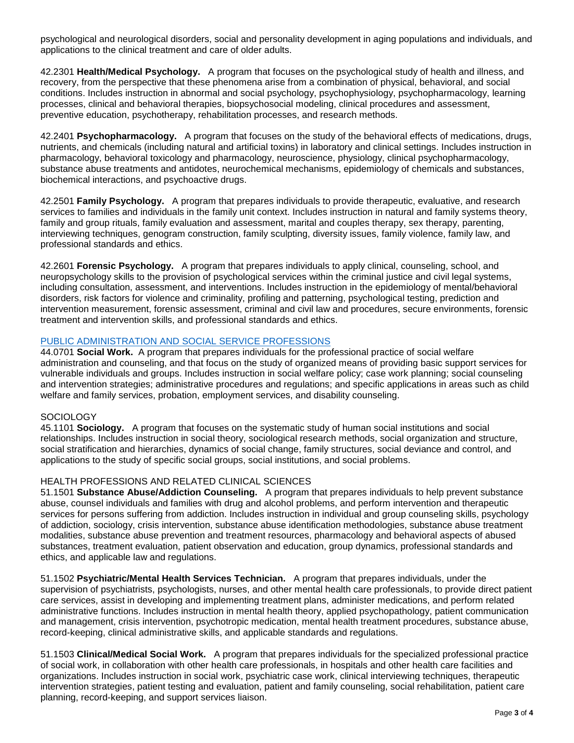psychological and neurological disorders, social and personality development in aging populations and individuals, and applications to the clinical treatment and care of older adults.

42.2301 **Health/Medical Psychology.** A program that focuses on the psychological study of health and illness, and recovery, from the perspective that these phenomena arise from a combination of physical, behavioral, and social conditions. Includes instruction in abnormal and social psychology, psychophysiology, psychopharmacology, learning processes, clinical and behavioral therapies, biopsychosocial modeling, clinical procedures and assessment, preventive education, psychotherapy, rehabilitation processes, and research methods.

42.2401 **Psychopharmacology.** A program that focuses on the study of the behavioral effects of medications, drugs, nutrients, and chemicals (including natural and artificial toxins) in laboratory and clinical settings. Includes instruction in pharmacology, behavioral toxicology and pharmacology, neuroscience, physiology, clinical psychopharmacology, substance abuse treatments and antidotes, neurochemical mechanisms, epidemiology of chemicals and substances, biochemical interactions, and psychoactive drugs.

42.2501 **Family Psychology.** A program that prepares individuals to provide therapeutic, evaluative, and research services to families and individuals in the family unit context. Includes instruction in natural and family systems theory, family and group rituals, family evaluation and assessment, marital and couples therapy, sex therapy, parenting, interviewing techniques, genogram construction, family sculpting, diversity issues, family violence, family law, and professional standards and ethics.

42.2601 **Forensic Psychology.** A program that prepares individuals to apply clinical, counseling, school, and neuropsychology skills to the provision of psychological services within the criminal justice and civil legal systems, including consultation, assessment, and interventions. Includes instruction in the epidemiology of mental/behavioral disorders, risk factors for violence and criminality, profiling and patterning, psychological testing, prediction and intervention measurement, forensic assessment, criminal and civil law and procedures, secure environments, forensic treatment and intervention skills, and professional standards and ethics.

PUBLIC ADMINISTRATION AND SOCIAL SERVICE PROFESSIONS

44.0701 **Social Work.** A program that prepares individuals for the professional practice of social welfare administration and counseling, and that focus on the study of organized means of providing basic support services for vulnerable individuals and groups. Includes instruction in social welfare policy; case work planning; social counseling and intervention strategies; administrative procedures and regulations; and specific applications in areas such as child welfare and family services, probation, employment services, and disability counseling.

SOCIOLOGY

45.1101 **Sociology.** A program that focuses on the systematic study of human social institutions and social relationships. Includes instruction in social theory, sociological research methods, social organization and structure, social stratification and hierarchies, dynamics of social change, family structures, social deviance and control, and applications to the study of specific social groups, social institutions, and social problems.

HEALTH PROFESSIONS AND RELATED CLINICAL SCIENCES

51.1501 **Substance Abuse/Addiction Counseling.** A program that prepares individuals to help prevent substance abuse, counsel individuals and families with drug and alcohol problems, and perform intervention and therapeutic services for persons suffering from addiction. Includes instruction in individual and group counseling skills, psychology of addiction, sociology, crisis intervention, substance abuse identification methodologies, substance abuse treatment modalities, substance abuse prevention and treatment resources, pharmacology and behavioral aspects of abused substances, treatment evaluation, patient observation and education, group dynamics, professional standards and ethics, and applicable law and regulations.

51.1502 **Psychiatric/Mental Health Services Technician.** A program that prepares individuals, under the supervision of psychiatrists, psychologists, nurses, and other mental health care professionals, to provide direct patient care services, assist in developing and implementing treatment plans, administer medications, and perform related administrative functions. Includes instruction in mental health theory, applied psychopathology, patient communication and management, crisis intervention, psychotropic medication, mental health treatment procedures, substance abuse, record-keeping, clinical administrative skills, and applicable standards and regulations.

51.1503 **Clinical/Medical Social Work.** A program that prepares individuals for the specialized professional practice of social work, in collaboration with other health care professionals, in hospitals and other health care facilities and organizations. Includes instruction in social work, psychiatric case work, clinical interviewing techniques, therapeutic intervention strategies, patient testing and evaluation, patient and family counseling, social rehabilitation, patient care planning, record-keeping, and support services liaison.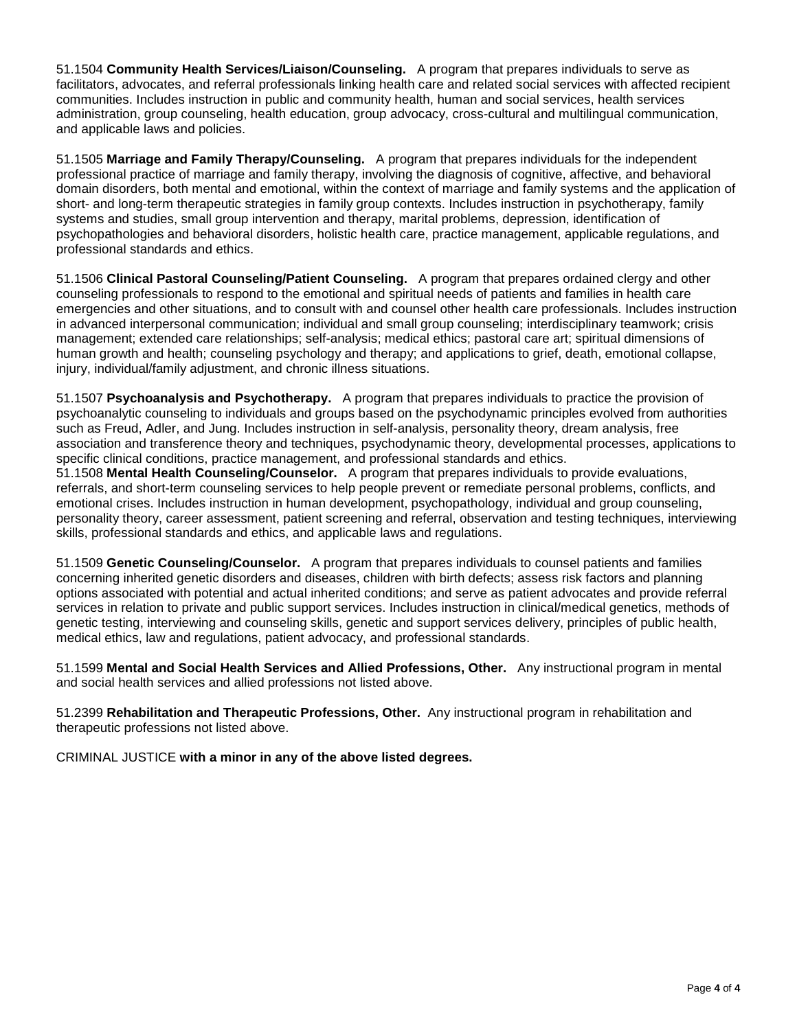51.1504 **Community Health Services/Liaison/Counseling.** A program that prepares individuals to serve as facilitators, advocates, and referral professionals linking health care and related social services with affected recipient communities. Includes instruction in public and community health, human and social services, health services administration, group counseling, health education, group advocacy, cross-cultural and multilingual communication, and applicable laws and policies.

51.1505 **Marriage and Family Therapy/Counseling.** A program that prepares individuals for the independent professional practice of marriage and family therapy, involving the diagnosis of cognitive, affective, and behavioral domain disorders, both mental and emotional, within the context of marriage and family systems and the application of short- and long-term therapeutic strategies in family group contexts. Includes instruction in psychotherapy, family systems and studies, small group intervention and therapy, marital problems, depression, identification of psychopathologies and behavioral disorders, holistic health care, practice management, applicable regulations, and professional standards and ethics.

51.1506 **Clinical Pastoral Counseling/Patient Counseling.** A program that prepares ordained clergy and other counseling professionals to respond to the emotional and spiritual needs of patients and families in health care emergencies and other situations, and to consult with and counsel other health care professionals. Includes instruction in advanced interpersonal communication; individual and small group counseling; interdisciplinary teamwork; crisis management; extended care relationships; self-analysis; medical ethics; pastoral care art; spiritual dimensions of human growth and health; counseling psychology and therapy; and applications to grief, death, emotional collapse, injury, individual/family adjustment, and chronic illness situations.

51.1507 **Psychoanalysis and Psychotherapy.** A program that prepares individuals to practice the provision of psychoanalytic counseling to individuals and groups based on the psychodynamic principles evolved from authorities such as Freud, Adler, and Jung. Includes instruction in self-analysis, personality theory, dream analysis, free association and transference theory and techniques, psychodynamic theory, developmental processes, applications to specific clinical conditions, practice management, and professional standards and ethics.

51.1508 **Mental Health Counseling/Counselor.** A program that prepares individuals to provide evaluations, referrals, and short-term counseling services to help people prevent or remediate personal problems, conflicts, and emotional crises. Includes instruction in human development, psychopathology, individual and group counseling, personality theory, career assessment, patient screening and referral, observation and testing techniques, interviewing skills, professional standards and ethics, and applicable laws and regulations.

51.1509 **Genetic Counseling/Counselor.** A program that prepares individuals to counsel patients and families concerning inherited genetic disorders and diseases, children with birth defects; assess risk factors and planning options associated with potential and actual inherited conditions; and serve as patient advocates and provide referral services in relation to private and public support services. Includes instruction in clinical/medical genetics, methods of genetic testing, interviewing and counseling skills, genetic and support services delivery, principles of public health, medical ethics, law and regulations, patient advocacy, and professional standards.

51.1599 **Mental and Social Health Services and Allied Professions, Other.** Any instructional program in mental and social health services and allied professions not listed above.

51.2399 **Rehabilitation and Therapeutic Professions, Other.** Any instructional program in rehabilitation and therapeutic professions not listed above.

CRIMINAL JUSTICE **with a minor in any of the above listed degrees.**